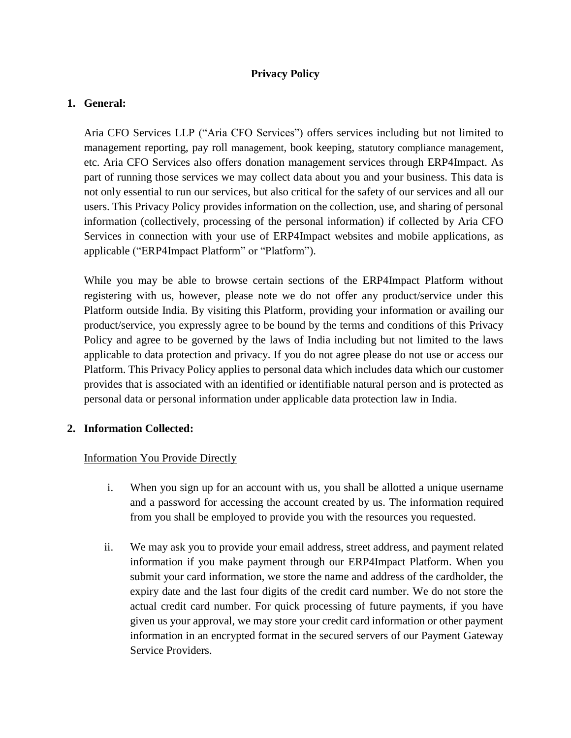**Privacy Policy**

1. **General:**

   Aria CFO Services LLP ("Aria CFO Services") offers services including but not limited to management reporting, pay roll management, book keeping, statutory compliance management, etc. Aria CFO Services also offers donation management services through ERP4Impact. As part of running those services we may collect data about you and your business. This data is not only essential to run our services, but also critical for the safety of our services and all our users. This Privacy Policy provides information on the collection, use, and sharing of personal information (collectively, processing of the personal information) if collected by Aria CFO Services in connection with your use of ERP4Impact websites and mobile applications, as applicable ("ERP4Impact Platform" or "Platform").

   While you may be able to browse certain sections of the ERP4Impact Platform without registering with us, however, please note we do not offer any product/service under this Platform outside India. By visiting this Platform, providing your information or availing our product/service, you expressly agree to be bound by the terms and conditions of this Privacy Policy and agree to be governed by the laws of India including but not limited to the laws applicable to data protection and privacy. If you do not agree please do not use or access our Platform. This Privacy Policy applies to personal data which includes data which our customer provides that is associated with an identified or identifiable natural person and is protected as personal data or personal information under applicable data protection law in India.

2. **Information Collected:**

   <u>Information You Provide Directly</u>

   i. When you sign up for an account with us, you shall be allotted a unique username and a password for accessing the account created by us. The information required from you shall be employed to provide you with the resources you requested.

   ii. We may ask you to provide your email address, street address, and payment related information if you make payment through our ERP4Impact Platform. When you submit your card information, we store the name and address of the cardholder, the expiry date and the last four digits of the credit card number. We do not store the actual credit card number. For quick processing of future payments, if you have given us your approval, we may store your credit card information or other payment information in an encrypted format in the secured servers of our Payment Gateway Service Providers.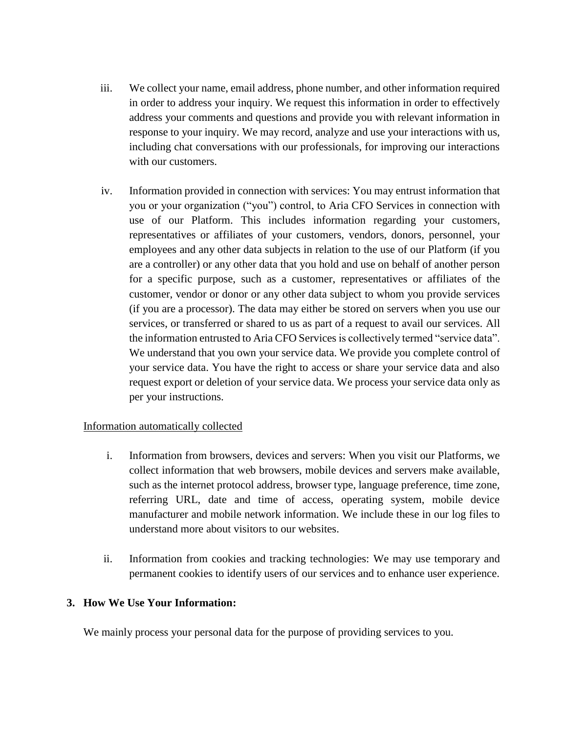iii. We collect your name, email address, phone number, and other information required in order to address your inquiry. We request this information in order to effectively address your comments and questions and provide you with relevant information in response to your inquiry. We may record, analyze and use your interactions with us, including chat conversations with our professionals, for improving our interactions with our customers.

iv. Information provided in connection with services: You may entrust information that you or your organization ("you") control, to Aria CFO Services in connection with use of our Platform. This includes information regarding your customers, representatives or affiliates of your customers, vendors, donors, personnel, your employees and any other data subjects in relation to the use of our Platform (if you are a controller) or any other data that you hold and use on behalf of another person for a specific purpose, such as a customer, representatives or affiliates of the customer, vendor or donor or any other data subject to whom you provide services (if you are a processor). The data may either be stored on servers when you use our services, or transferred or shared to us as part of a request to avail our services. All the information entrusted to Aria CFO Services is collectively termed "service data". We understand that you own your service data. We provide you complete control of your service data. You have the right to access or share your service data and also request export or deletion of your service data. We process your service data only as per your instructions.

<u>Information automatically collected</u>

i. Information from browsers, devices and servers: When you visit our Platforms, we collect information that web browsers, mobile devices and servers make available, such as the internet protocol address, browser type, language preference, time zone, referring URL, date and time of access, operating system, mobile device manufacturer and mobile network information. We include these in our log files to understand more about visitors to our websites.

ii. Information from cookies and tracking technologies: We may use temporary and permanent cookies to identify users of our services and to enhance user experience.

**3. How We Use Your Information:**

We mainly process your personal data for the purpose of providing services to you.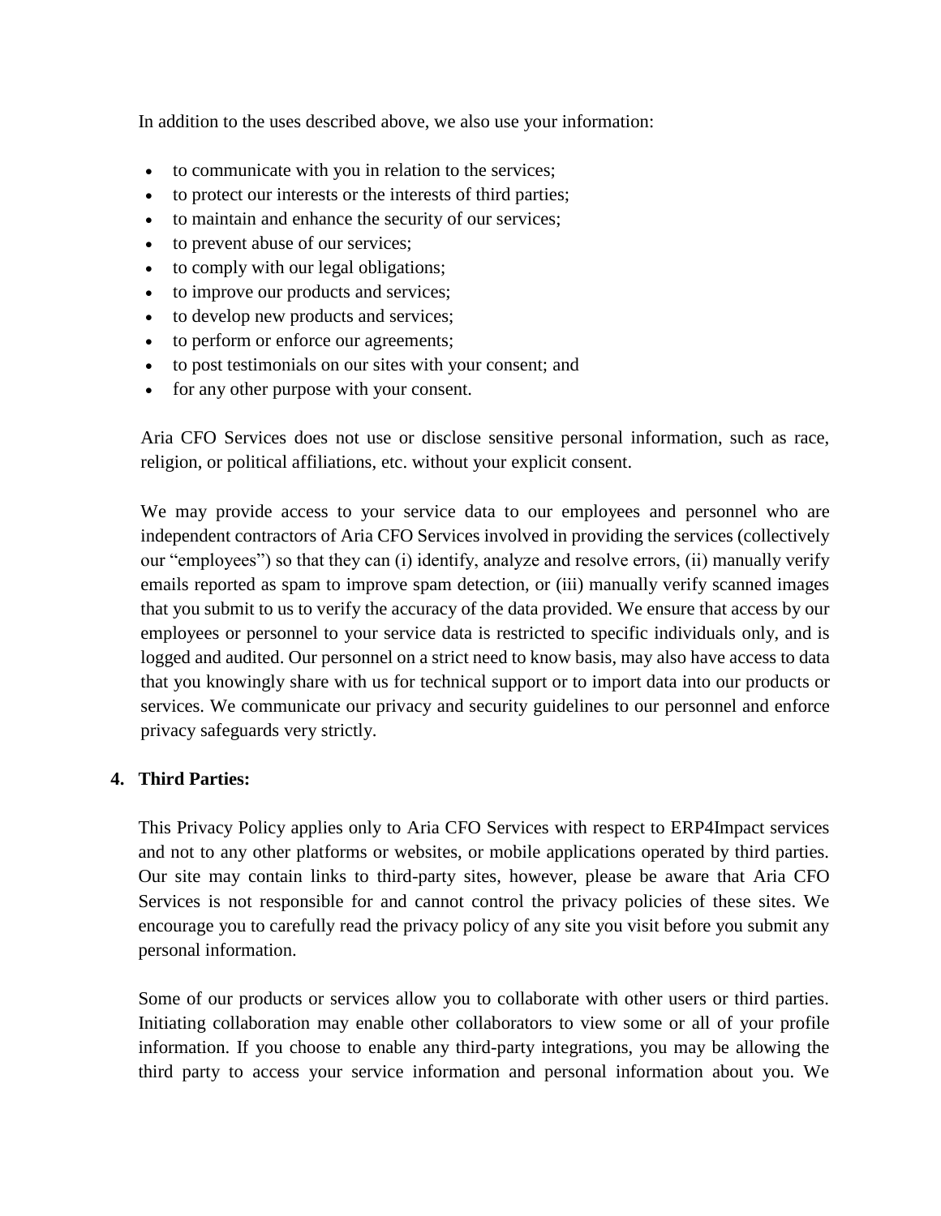In addition to the uses described above, we also use your information:

- to communicate with you in relation to the services;
- to protect our interests or the interests of third parties;
- to maintain and enhance the security of our services;
- to prevent abuse of our services;
- to comply with our legal obligations;
- to improve our products and services;
- to develop new products and services;
- to perform or enforce our agreements;
- to post testimonials on our sites with your consent; and
- for any other purpose with your consent.

Aria CFO Services does not use or disclose sensitive personal information, such as race, religion, or political affiliations, etc. without your explicit consent.

We may provide access to your service data to our employees and personnel who are independent contractors of Aria CFO Services involved in providing the services (collectively our "employees") so that they can (i) identify, analyze and resolve errors, (ii) manually verify emails reported as spam to improve spam detection, or (iii) manually verify scanned images that you submit to us to verify the accuracy of the data provided. We ensure that access by our employees or personnel to your service data is restricted to specific individuals only, and is logged and audited. Our personnel on a strict need to know basis, may also have access to data that you knowingly share with us for technical support or to import data into our products or services. We communicate our privacy and security guidelines to our personnel and enforce privacy safeguards very strictly.

4. **Third Parties:**

This Privacy Policy applies only to Aria CFO Services with respect to ERP4Impact services and not to any other platforms or websites, or mobile applications operated by third parties. Our site may contain links to third-party sites, however, please be aware that Aria CFO Services is not responsible for and cannot control the privacy policies of these sites. We encourage you to carefully read the privacy policy of any site you visit before you submit any personal information.

Some of our products or services allow you to collaborate with other users or third parties. Initiating collaboration may enable other collaborators to view some or all of your profile information. If you choose to enable any third-party integrations, you may be allowing the third party to access your service information and personal information about you. We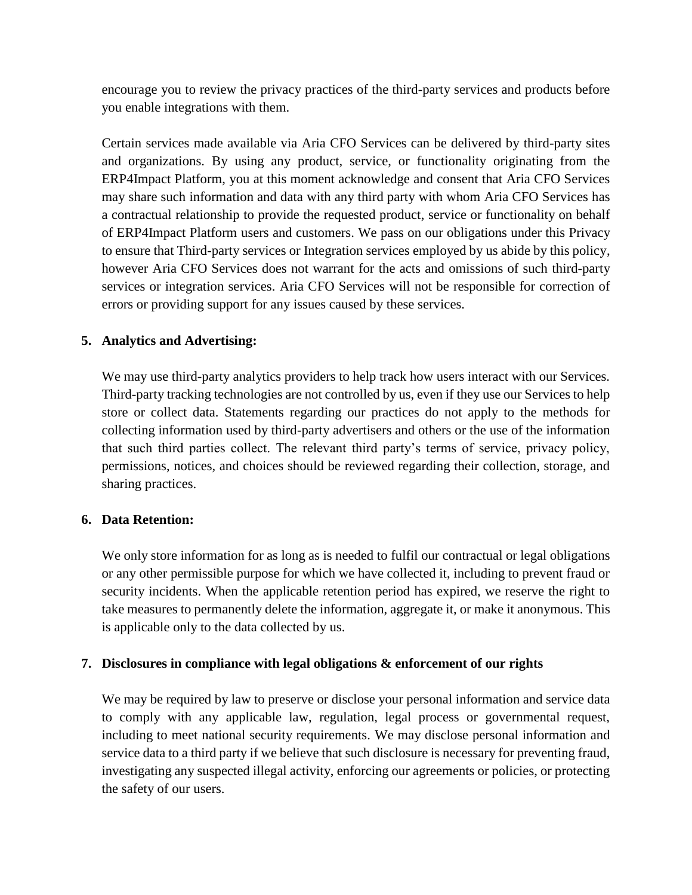encourage you to review the privacy practices of the third-party services and products before you enable integrations with them.

Certain services made available via Aria CFO Services can be delivered by third-party sites and organizations. By using any product, service, or functionality originating from the ERP4Impact Platform, you at this moment acknowledge and consent that Aria CFO Services may share such information and data with any third party with whom Aria CFO Services has a contractual relationship to provide the requested product, service or functionality on behalf of ERP4Impact Platform users and customers. We pass on our obligations under this Privacy to ensure that Third-party services or Integration services employed by us abide by this policy, however Aria CFO Services does not warrant for the acts and omissions of such third-party services or integration services. Aria CFO Services will not be responsible for correction of errors or providing support for any issues caused by these services.

**5. Analytics and Advertising:**

We may use third-party analytics providers to help track how users interact with our Services. Third-party tracking technologies are not controlled by us, even if they use our Services to help store or collect data. Statements regarding our practices do not apply to the methods for collecting information used by third-party advertisers and others or the use of the information that such third parties collect. The relevant third party's terms of service, privacy policy, permissions, notices, and choices should be reviewed regarding their collection, storage, and sharing practices.

**6. Data Retention:**

We only store information for as long as is needed to fulfil our contractual or legal obligations or any other permissible purpose for which we have collected it, including to prevent fraud or security incidents. When the applicable retention period has expired, we reserve the right to take measures to permanently delete the information, aggregate it, or make it anonymous. This is applicable only to the data collected by us.

**7. Disclosures in compliance with legal obligations & enforcement of our rights**

We may be required by law to preserve or disclose your personal information and service data to comply with any applicable law, regulation, legal process or governmental request, including to meet national security requirements. We may disclose personal information and service data to a third party if we believe that such disclosure is necessary for preventing fraud, investigating any suspected illegal activity, enforcing our agreements or policies, or protecting the safety of our users.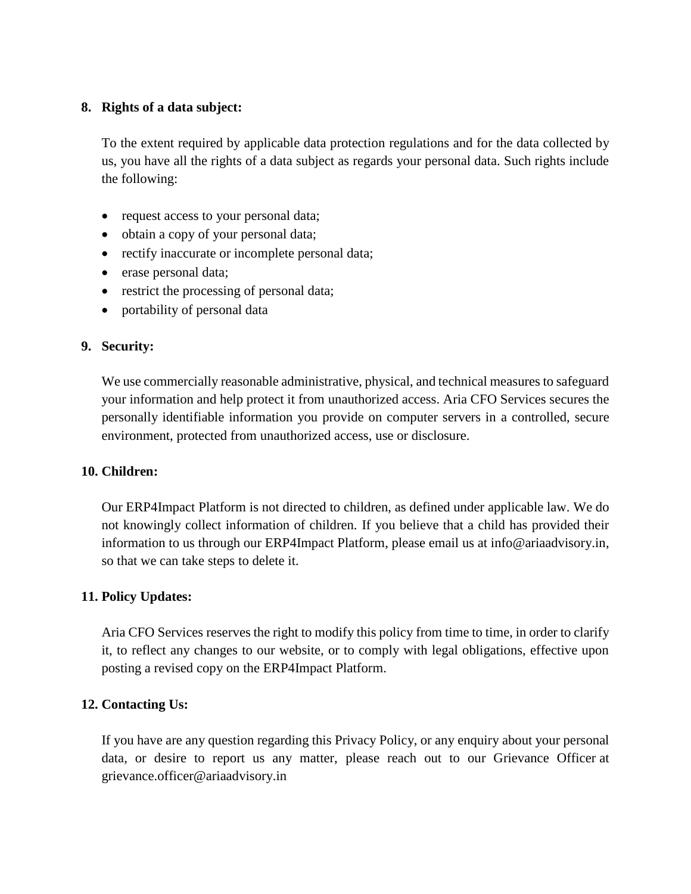**8. Rights of a data subject:**

To the extent required by applicable data protection regulations and for the data collected by us, you have all the rights of a data subject as regards your personal data. Such rights include the following:

- request access to your personal data;
- obtain a copy of your personal data;
- rectify inaccurate or incomplete personal data;
- erase personal data;
- restrict the processing of personal data;
- portability of personal data

**9. Security:**

We use commercially reasonable administrative, physical, and technical measures to safeguard your information and help protect it from unauthorized access. Aria CFO Services secures the personally identifiable information you provide on computer servers in a controlled, secure environment, protected from unauthorized access, use or disclosure.

**10. Children:**

Our ERP4Impact Platform is not directed to children, as defined under applicable law. We do not knowingly collect information of children. If you believe that a child has provided their information to us through our ERP4Impact Platform, please email us at info@ariaadvisory.in, so that we can take steps to delete it.

**11. Policy Updates:**

Aria CFO Services reserves the right to modify this policy from time to time, in order to clarify it, to reflect any changes to our website, or to comply with legal obligations, effective upon posting a revised copy on the ERP4Impact Platform.

**12. Contacting Us:**

If you have are any question regarding this Privacy Policy, or any enquiry about your personal data, or desire to report us any matter, please reach out to our Grievance Officer at grievance.officer@ariaadvisory.in